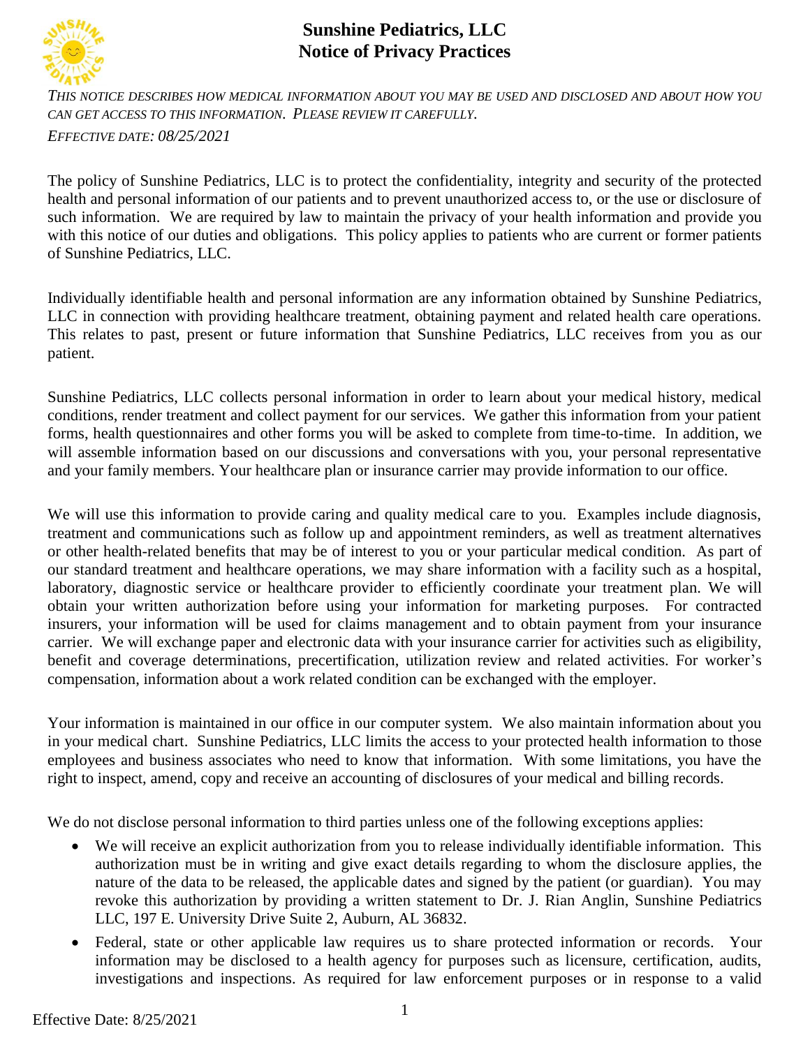# Sunshine Pediatrics, LLC
## Notice of Privacy Practices

*THIS NOTICE DESCRIBES HOW MEDICAL INFORMATION ABOUT YOU MAY BE USED AND DISCLOSED AND ABOUT HOW YOU CAN GET ACCESS TO THIS INFORMATION. PLEASE REVIEW IT CAREFULLY.*

*EFFECTIVE DATE: 08/25/2021*

The policy of Sunshine Pediatrics, LLC is to protect the confidentiality, integrity and security of the protected health and personal information of our patients and to prevent unauthorized access to, or the use or disclosure of such information. We are required by law to maintain the privacy of your health information and provide you with this notice of our duties and obligations. This policy applies to patients who are current or former patients of Sunshine Pediatrics, LLC.

Individually identifiable health and personal information are any information obtained by Sunshine Pediatrics, LLC in connection with providing healthcare treatment, obtaining payment and related health care operations. This relates to past, present or future information that Sunshine Pediatrics, LLC receives from you as our patient.

Sunshine Pediatrics, LLC collects personal information in order to learn about your medical history, medical conditions, render treatment and collect payment for our services. We gather this information from your patient forms, health questionnaires and other forms you will be asked to complete from time-to-time. In addition, we will assemble information based on our discussions and conversations with you, your personal representative and your family members. Your healthcare plan or insurance carrier may provide information to our office.

We will use this information to provide caring and quality medical care to you. Examples include diagnosis, treatment and communications such as follow up and appointment reminders, as well as treatment alternatives or other health-related benefits that may be of interest to you or your particular medical condition. As part of our standard treatment and healthcare operations, we may share information with a facility such as a hospital, laboratory, diagnostic service or healthcare provider to efficiently coordinate your treatment plan. We will obtain your written authorization before using your information for marketing purposes. For contracted insurers, your information will be used for claims management and to obtain payment from your insurance carrier. We will exchange paper and electronic data with your insurance carrier for activities such as eligibility, benefit and coverage determinations, precertification, utilization review and related activities. For worker's compensation, information about a work related condition can be exchanged with the employer.

Your information is maintained in our office in our computer system. We also maintain information about you in your medical chart. Sunshine Pediatrics, LLC limits the access to your protected health information to those employees and business associates who need to know that information. With some limitations, you have the right to inspect, amend, copy and receive an accounting of disclosures of your medical and billing records.

We do not disclose personal information to third parties unless one of the following exceptions applies:

- We will receive an explicit authorization from you to release individually identifiable information. This authorization must be in writing and give exact details regarding to whom the disclosure applies, the nature of the data to be released, the applicable dates and signed by the patient (or guardian). You may revoke this authorization by providing a written statement to Dr. J. Rian Anglin, Sunshine Pediatrics LLC, 197 E. University Drive Suite 2, Auburn, AL 36832.
- Federal, state or other applicable law requires us to share protected information or records. Your information may be disclosed to a health agency for purposes such as licensure, certification, audits, investigations and inspections. As required for law enforcement purposes or in response to a valid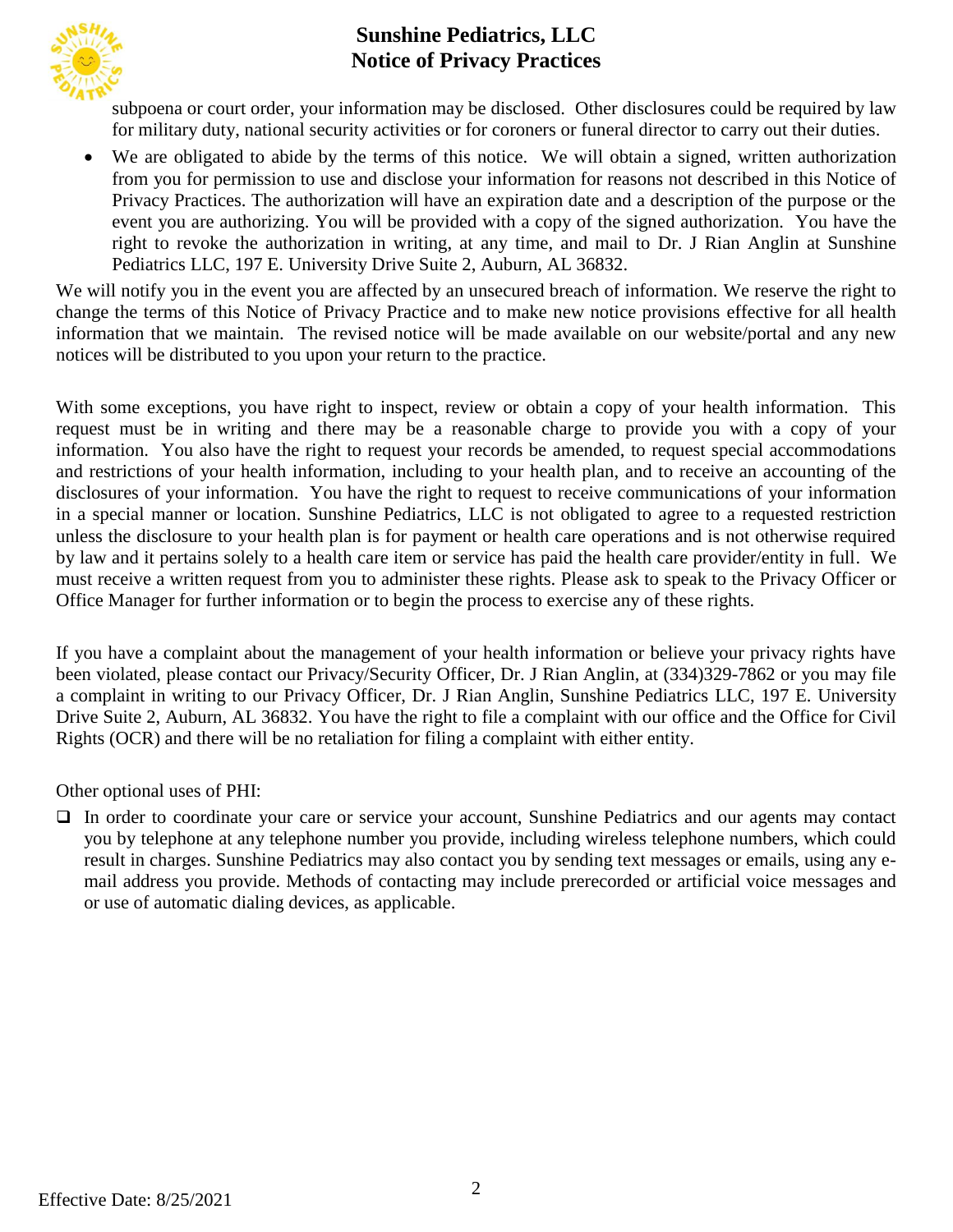subpoena or court order, your information may be disclosed. Other disclosures could be required by law for military duty, national security activities or for coroners or funeral director to carry out their duties.

- We are obligated to abide by the terms of this notice. We will obtain a signed, written authorization from you for permission to use and disclose your information for reasons not described in this Notice of Privacy Practices. The authorization will have an expiration date and a description of the purpose or the event you are authorizing. You will be provided with a copy of the signed authorization. You have the right to revoke the authorization in writing, at any time, and mail to Dr. J Rian Anglin at Sunshine Pediatrics LLC, 197 E. University Drive Suite 2, Auburn, AL 36832.

We will notify you in the event you are affected by an unsecured breach of information. We reserve the right to change the terms of this Notice of Privacy Practice and to make new notice provisions effective for all health information that we maintain. The revised notice will be made available on our website/portal and any new notices will be distributed to you upon your return to the practice.

With some exceptions, you have right to inspect, review or obtain a copy of your health information. This request must be in writing and there may be a reasonable charge to provide you with a copy of your information. You also have the right to request your records be amended, to request special accommodations and restrictions of your health information, including to your health plan, and to receive an accounting of the disclosures of your information. You have the right to request to receive communications of your information in a special manner or location. Sunshine Pediatrics, LLC is not obligated to agree to a requested restriction unless the disclosure to your health plan is for payment or health care operations and is not otherwise required by law and it pertains solely to a health care item or service has paid the health care provider/entity in full. We must receive a written request from you to administer these rights. Please ask to speak to the Privacy Officer or Office Manager for further information or to begin the process to exercise any of these rights.

If you have a complaint about the management of your health information or believe your privacy rights have been violated, please contact our Privacy/Security Officer, Dr. J Rian Anglin, at (334)329-7862 or you may file a complaint in writing to our Privacy Officer, Dr. J Rian Anglin, Sunshine Pediatrics LLC, 197 E. University Drive Suite 2, Auburn, AL 36832. You have the right to file a complaint with our office and the Office for Civil Rights (OCR) and there will be no retaliation for filing a complaint with either entity.

Other optional uses of PHI:

- ☐ In order to coordinate your care or service your account, Sunshine Pediatrics and our agents may contact you by telephone at any telephone number you provide, including wireless telephone numbers, which could result in charges. Sunshine Pediatrics may also contact you by sending text messages or emails, using any e-mail address you provide. Methods of contacting may include prerecorded or artificial voice messages and or use of automatic dialing devices, as applicable.

Effective Date: 8/25/2021